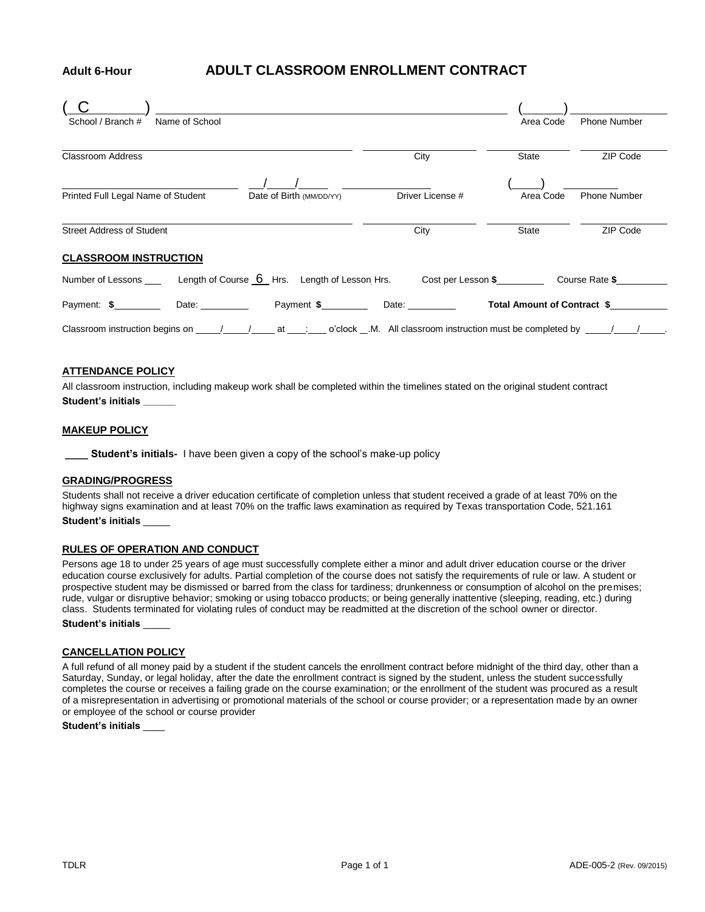**Adult 6-Hour** **ADULT CLASSROOM ENROLLMENT CONTRACT**

( C ) ____________________ ( ____ ) __________

School / Branch # Name of School Area Code Phone Number

____________________ __________ ______ ______

Classroom Address City State ZIP Code

____________________ ___/___/___ __________ ( ____ ) __________

Printed Full Legal Name of Student Date of Birth (MM/DD/YY) Driver License # Area Code Phone Number

____________________ __________ ______ ______

Street Address of Student City State ZIP Code

## CLASSROOM INSTRUCTION

Number of Lessons ___ Length of Course 6 Hrs. Length of Lesson Hrs. Cost per Lesson **$**________ Course Rate **$**________

Payment: **$**________ Date: ________ Payment **$**________ Date: ________ **Total Amount of Contract $**________

Classroom instruction begins on ____/____/____ at ___:___ o'clock __.M. All classroom instruction must be completed by ____/____/____.

## ATTENDANCE POLICY

All classroom instruction, including makeup work shall be completed within the timelines stated on the original student contract

**Student's initials ______**

## MAKEUP POLICY

**____ Student's initials-** I have been given a copy of the school's make-up policy

## GRADING/PROGRESS

Students shall not receive a driver education certificate of completion unless that student received a grade of at least 70% on the highway signs examination and at least 70% on the traffic laws examination as required by Texas transportation Code, 521.161

**Student's initials** _____

## RULES OF OPERATION AND CONDUCT

Persons age 18 to under 25 years of age must successfully complete either a minor and adult driver education course or the driver education course exclusively for adults. Partial completion of the course does not satisfy the requirements of rule or law. A student or prospective student may be dismissed or barred from the class for tardiness; drunkenness or consumption of alcohol on the premises; rude, vulgar or disruptive behavior; smoking or using tobacco products; or being generally inattentive (sleeping, reading, etc.) during class. Students terminated for violating rules of conduct may be readmitted at the discretion of the school owner or director.

**Student's initials** _____

## CANCELLATION POLICY

A full refund of all money paid by a student if the student cancels the enrollment contract before midnight of the third day, other than a Saturday, Sunday, or legal holiday, after the date the enrollment contract is signed by the student, unless the student successfully completes the course or receives a failing grade on the course examination; or the enrollment of the student was procured as a result of a misrepresentation in advertising or promotional materials of the school or course provider; or a representation made by an owner or employee of the school or course provider

**Student's initials** ____

TDLR ADE-005-2 (Rev. 09/2015)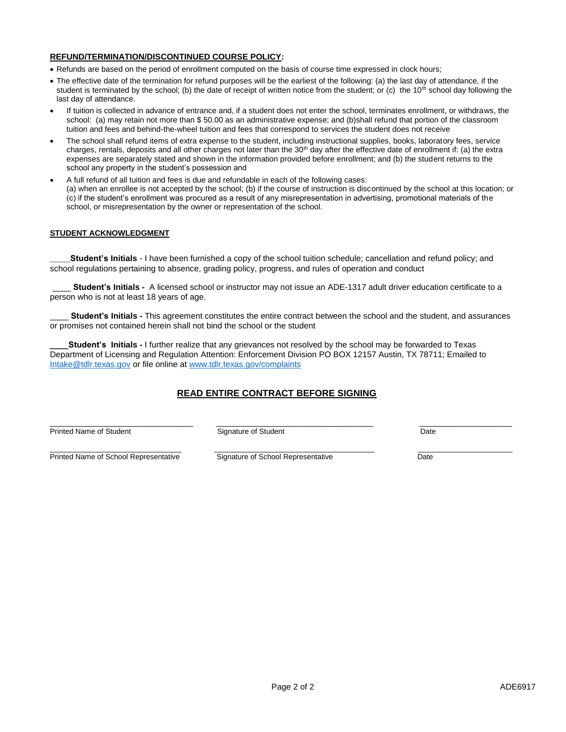**REFUND/TERMINATION/DISCONTINUED COURSE POLICY:**

- Refunds are based on the period of enrollment computed on the basis of course time expressed in clock hours;
- The effective date of the termination for refund purposes will be the earliest of the following: (a) the last day of attendance, if the student is terminated by the school; (b) the date of receipt of written notice from the student; or (c) the 10th school day following the last day of attendance.
- If tuition is collected in advance of entrance and, if a student does not enter the school, terminates enrollment, or withdraws, the school: (a) may retain not more than $ 50.00 as an administrative expense; and (b)shall refund that portion of the classroom tuition and fees and behind-the-wheel tuition and fees that correspond to services the student does not receive
- The school shall refund items of extra expense to the student, including instructional supplies, books, laboratory fees, service charges, rentals, deposits and all other charges not later than the 30th day after the effective date of enrollment if: (a) the extra expenses are separately stated and shown in the information provided before enrollment; and (b) the student returns to the school any property in the student's possession and
- A full refund of all tuition and fees is due and refundable in each of the following cases:
  (a) when an enrollee is not accepted by the school; (b) if the course of instruction is discontinued by the school at this location; or (c) if the student's enrollment was procured as a result of any misrepresentation in advertising, promotional materials of the school, or misrepresentation by the owner or representation of the school.

**STUDENT ACKNOWLEDGMENT**

____**Student's Initials** - I have been furnished a copy of the school tuition schedule; cancellation and refund policy; and school regulations pertaining to absence, grading policy, progress, and rules of operation and conduct

____ **Student's Initials -** A licensed school or instructor may not issue an ADE-1317 adult driver education certificate to a person who is not at least 18 years of age.

____ **Student's Initials -** This agreement constitutes the entire contract between the school and the student, and assurances or promises not contained herein shall not bind the school or the student

____**Student's Initials -** I further realize that any grievances not resolved by the school may be forwarded to Texas Department of Licensing and Regulation Attention: Enforcement Division PO BOX 12157 Austin, TX 78711; Emailed to Intake@tdlr.texas.gov or file online at www.tdlr.texas.gov/complaints

**READ ENTIRE CONTRACT BEFORE SIGNING**

| | | |
|---|---|---|
| ______________________________ | ______________________________ | ____________________ |
| Printed Name of Student | Signature of Student | Date |
| ______________________________ | ______________________________ | ____________________ |
| Printed Name of School Representative | Signature of School Representative | Date |

ADE6917